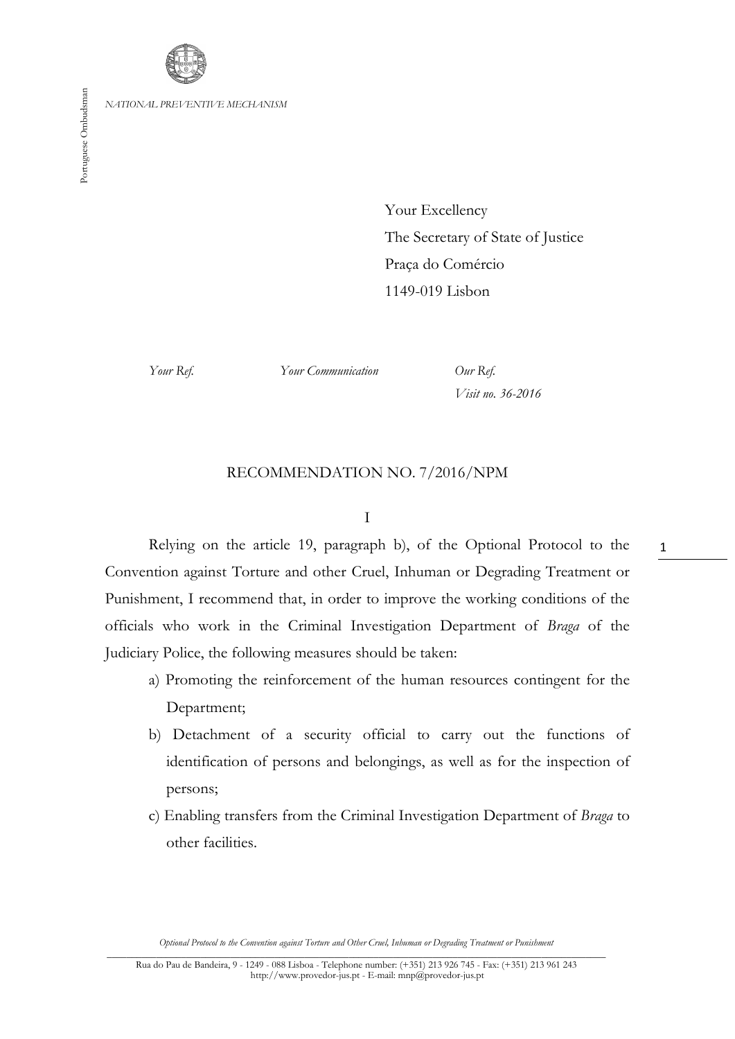*NATIONAL PREVENTIVE MECHANISM*

Your Excellency
The Secretary of State of Justice
Praça do Comércio
1149-019 Lisbon

| *Your Ref.* | *Your Communication* | *Our Ref.* |
| --- | --- | --- |
| | | *Visit no. 36-2016* |

RECOMMENDATION NO. 7/2016/NPM

I

Relying on the article 19, paragraph b), of the Optional Protocol to the Convention against Torture and other Cruel, Inhuman or Degrading Treatment or Punishment, I recommend that, in order to improve the working conditions of the officials who work in the Criminal Investigation Department of *Braga* of the Judiciary Police, the following measures should be taken:

a) Promoting the reinforcement of the human resources contingent for the Department;

b) Detachment of a security official to carry out the functions of identification of persons and belongings, as well as for the inspection of persons;

c) Enabling transfers from the Criminal Investigation Department of *Braga* to other facilities.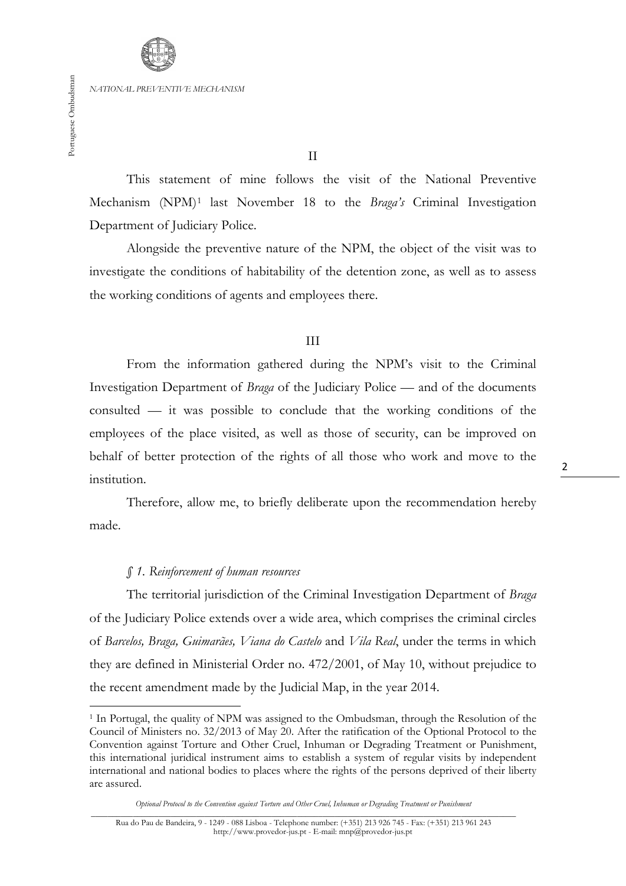II

This statement of mine follows the visit of the National Preventive Mechanism (NPM)[1] last November 18 to the *Braga's* Criminal Investigation Department of Judiciary Police.

Alongside the preventive nature of the NPM, the object of the visit was to investigate the conditions of habitability of the detention zone, as well as to assess the working conditions of agents and employees there.

III

From the information gathered during the NPM's visit to the Criminal Investigation Department of *Braga* of the Judiciary Police — and of the documents consulted — it was possible to conclude that the working conditions of the employees of the place visited, as well as those of security, can be improved on behalf of better protection of the rights of all those who work and move to the institution.

Therefore, allow me, to briefly deliberate upon the recommendation hereby made.

*§ 1. Reinforcement of human resources*

The territorial jurisdiction of the Criminal Investigation Department of *Braga* of the Judiciary Police extends over a wide area, which comprises the criminal circles of *Barcelos, Braga, Guimarães, Viana do Castelo* and *Vila Real*, under the terms in which they are defined in Ministerial Order no. 472/2001, of May 10, without prejudice to the recent amendment made by the Judicial Map, in the year 2014.

[1] In Portugal, the quality of NPM was assigned to the Ombudsman, through the Resolution of the Council of Ministers no. 32/2013 of May 20. After the ratification of the Optional Protocol to the Convention against Torture and Other Cruel, Inhuman or Degrading Treatment or Punishment, this international juridical instrument aims to establish a system of regular visits by independent international and national bodies to places where the rights of the persons deprived of their liberty are assured.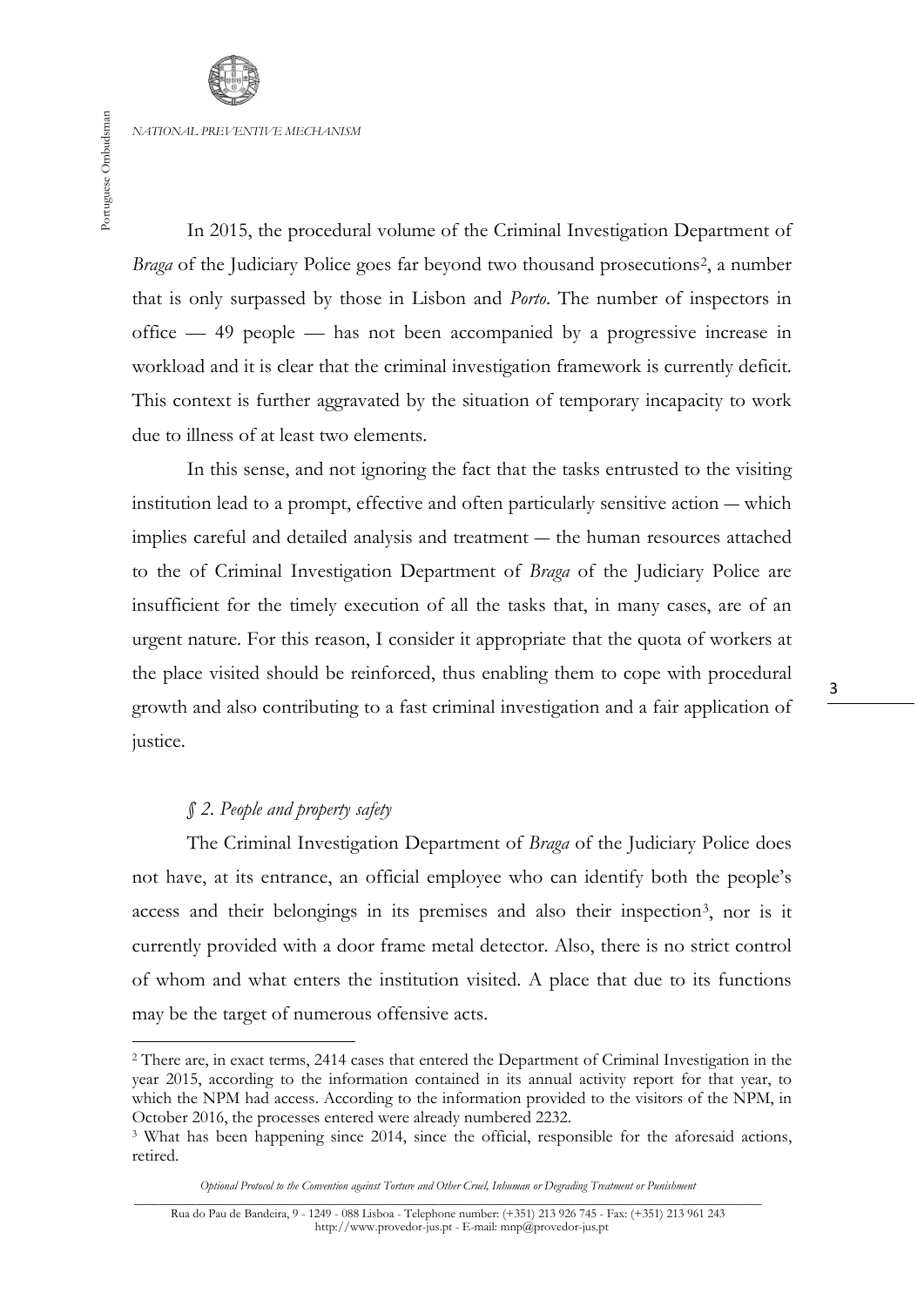In 2015, the procedural volume of the Criminal Investigation Department of *Braga* of the Judiciary Police goes far beyond two thousand prosecutions[2], a number that is only surpassed by those in Lisbon and *Porto*. The number of inspectors in office — 49 people — has not been accompanied by a progressive increase in workload and it is clear that the criminal investigation framework is currently deficit. This context is further aggravated by the situation of temporary incapacity to work due to illness of at least two elements.

In this sense, and not ignoring the fact that the tasks entrusted to the visiting institution lead to a prompt, effective and often particularly sensitive action — which implies careful and detailed analysis and treatment — the human resources attached to the of Criminal Investigation Department of *Braga* of the Judiciary Police are insufficient for the timely execution of all the tasks that, in many cases, are of an urgent nature. For this reason, I consider it appropriate that the quota of workers at the place visited should be reinforced, thus enabling them to cope with procedural growth and also contributing to a fast criminal investigation and a fair application of justice.

### *§ 2. People and property safety*

The Criminal Investigation Department of *Braga* of the Judiciary Police does not have, at its entrance, an official employee who can identify both the people's access and their belongings in its premises and also their inspection[3], nor is it currently provided with a door frame metal detector. Also, there is no strict control of whom and what enters the institution visited. A place that due to its functions may be the target of numerous offensive acts.

---

[2] There are, in exact terms, 2414 cases that entered the Department of Criminal Investigation in the year 2015, according to the information contained in its annual activity report for that year, to which the NPM had access. According to the information provided to the visitors of the NPM, in October 2016, the processes entered were already numbered 2232.

[3] What has been happening since 2014, since the official, responsible for the aforesaid actions, retired.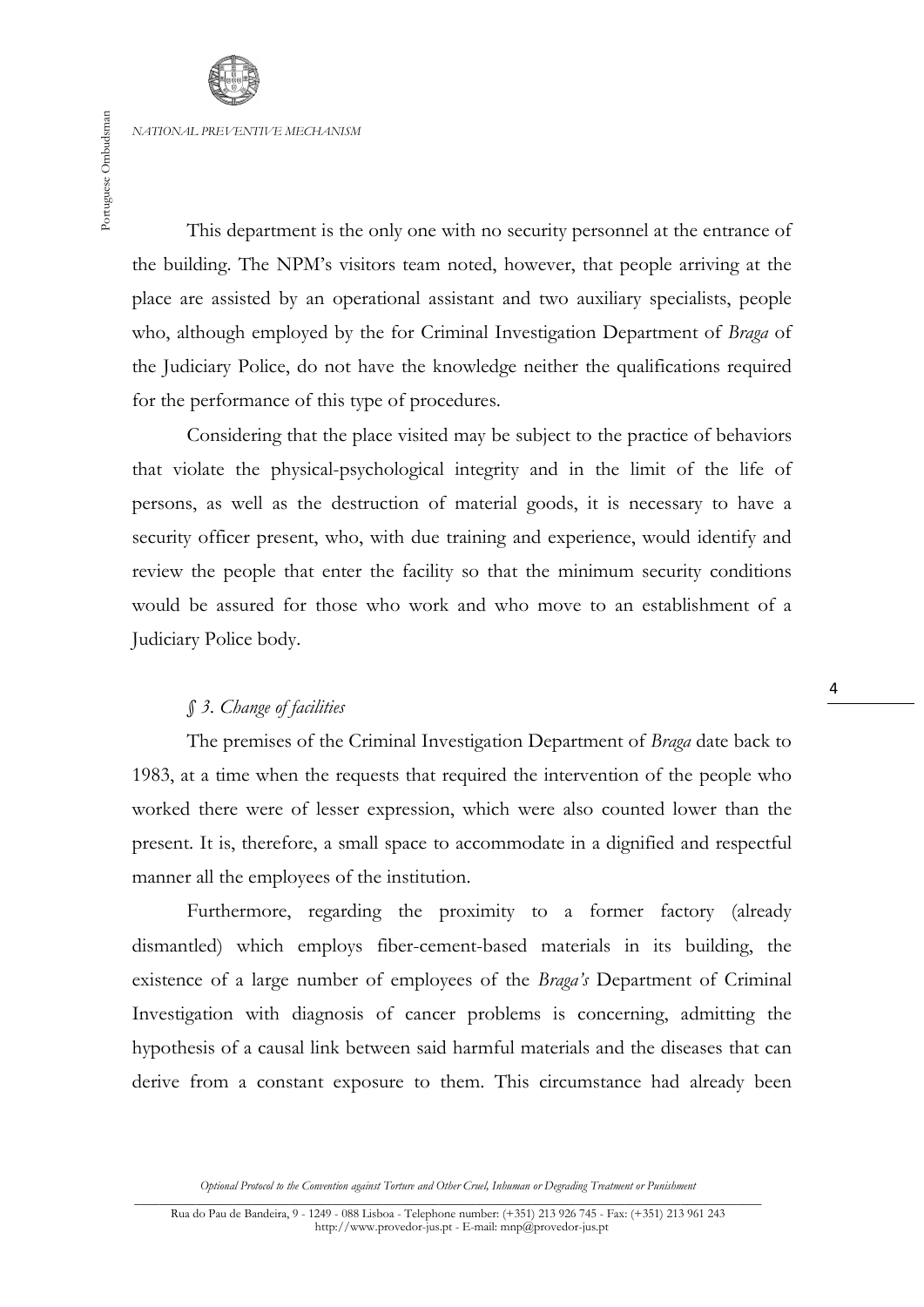This department is the only one with no security personnel at the entrance of the building. The NPM's visitors team noted, however, that people arriving at the place are assisted by an operational assistant and two auxiliary specialists, people who, although employed by the for Criminal Investigation Department of *Braga* of the Judiciary Police, do not have the knowledge neither the qualifications required for the performance of this type of procedures.

Considering that the place visited may be subject to the practice of behaviors that violate the physical-psychological integrity and in the limit of the life of persons, as well as the destruction of material goods, it is necessary to have a security officer present, who, with due training and experience, would identify and review the people that enter the facility so that the minimum security conditions would be assured for those who work and who move to an establishment of a Judiciary Police body.

### *§ 3. Change of facilities*

The premises of the Criminal Investigation Department of *Braga* date back to 1983, at a time when the requests that required the intervention of the people who worked there were of lesser expression, which were also counted lower than the present. It is, therefore, a small space to accommodate in a dignified and respectful manner all the employees of the institution.

Furthermore, regarding the proximity to a former factory (already dismantled) which employs fiber-cement-based materials in its building, the existence of a large number of employees of the *Braga's* Department of Criminal Investigation with diagnosis of cancer problems is concerning, admitting the hypothesis of a causal link between said harmful materials and the diseases that can derive from a constant exposure to them. This circumstance had already been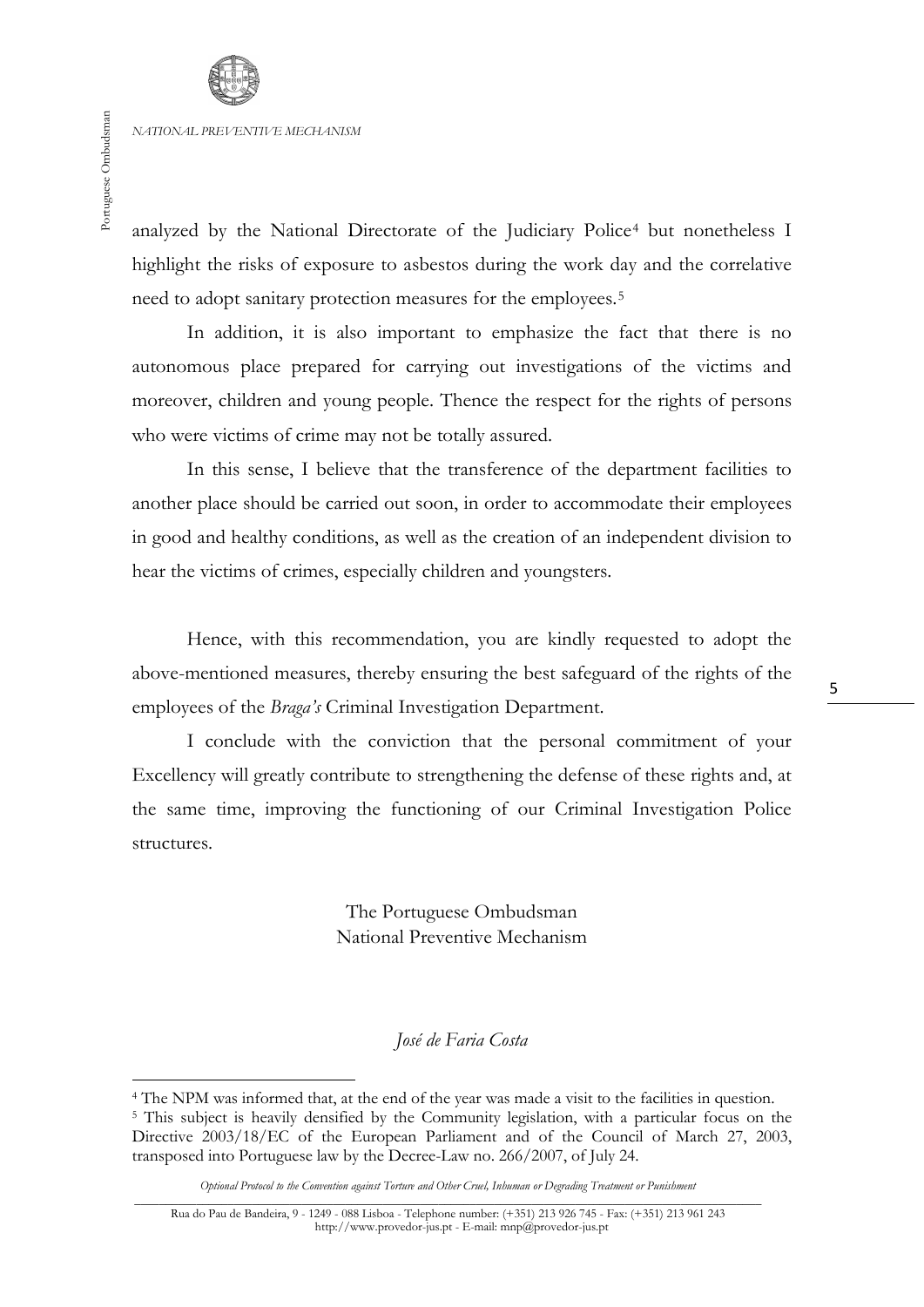analyzed by the National Directorate of the Judiciary Police[4] but nonetheless I highlight the risks of exposure to asbestos during the work day and the correlative need to adopt sanitary protection measures for the employees.[5]

In addition, it is also important to emphasize the fact that there is no autonomous place prepared for carrying out investigations of the victims and moreover, children and young people. Thence the respect for the rights of persons who were victims of crime may not be totally assured.

In this sense, I believe that the transference of the department facilities to another place should be carried out soon, in order to accommodate their employees in good and healthy conditions, as well as the creation of an independent division to hear the victims of crimes, especially children and youngsters.

Hence, with this recommendation, you are kindly requested to adopt the above-mentioned measures, thereby ensuring the best safeguard of the rights of the employees of the *Braga's* Criminal Investigation Department.

I conclude with the conviction that the personal commitment of your Excellency will greatly contribute to strengthening the defense of these rights and, at the same time, improving the functioning of our Criminal Investigation Police structures.

The Portuguese Ombudsman
National Preventive Mechanism

*José de Faria Costa*

---

[4] The NPM was informed that, at the end of the year was made a visit to the facilities in question.

[5] This subject is heavily densified by the Community legislation, with a particular focus on the Directive 2003/18/EC of the European Parliament and of the Council of March 27, 2003, transposed into Portuguese law by the Decree-Law no. 266/2007, of July 24.